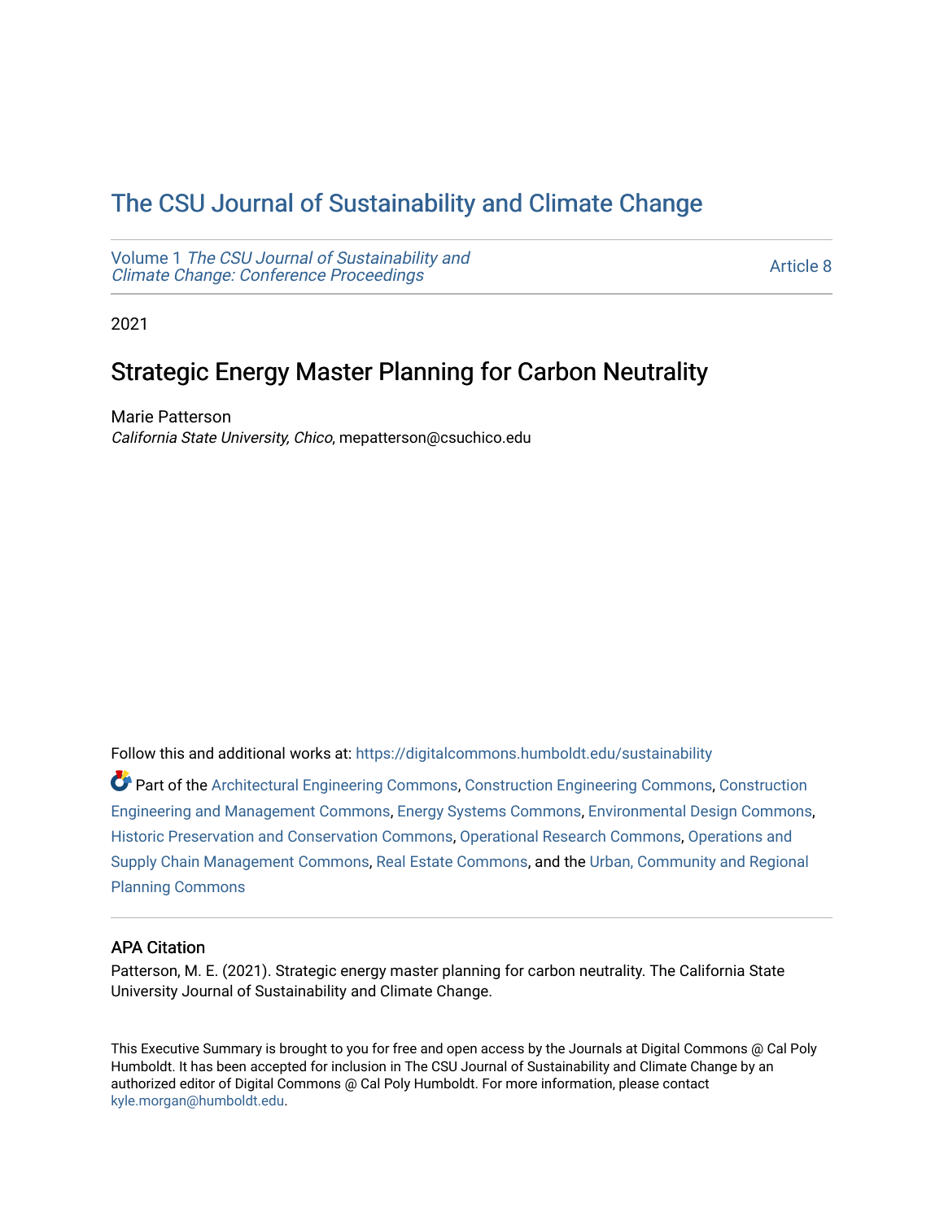# The CSU Journal of Sustainability and Climate Change

Volume 1 *The CSU Journal of Sustainability and Climate Change: Conference Proceedings* — Article 8

2021

## Strategic Energy Master Planning for Carbon Neutrality

Marie Patterson
*California State University, Chico*, mepatterson@csuchico.edu

Follow this and additional works at: https://digitalcommons.humboldt.edu/sustainability

Part of the Architectural Engineering Commons, Construction Engineering Commons, Construction Engineering and Management Commons, Energy Systems Commons, Environmental Design Commons, Historic Preservation and Conservation Commons, Operational Research Commons, Operations and Supply Chain Management Commons, Real Estate Commons, and the Urban, Community and Regional Planning Commons

### APA Citation

Patterson, M. E. (2021). Strategic energy master planning for carbon neutrality. The California State University Journal of Sustainability and Climate Change.

This Executive Summary is brought to you for free and open access by the Journals at Digital Commons @ Cal Poly Humboldt. It has been accepted for inclusion in The CSU Journal of Sustainability and Climate Change by an authorized editor of Digital Commons @ Cal Poly Humboldt. For more information, please contact kyle.morgan@humboldt.edu.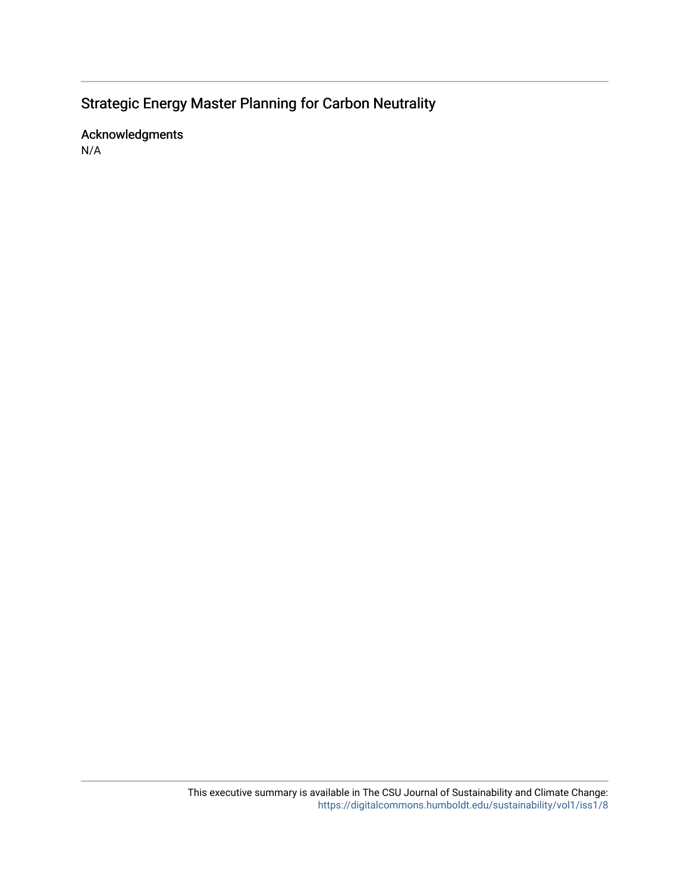# Strategic Energy Master Planning for Carbon Neutrality

## Acknowledgments

N/A

This executive summary is available in The CSU Journal of Sustainability and Climate Change: https://digitalcommons.humboldt.edu/sustainability/vol1/iss1/8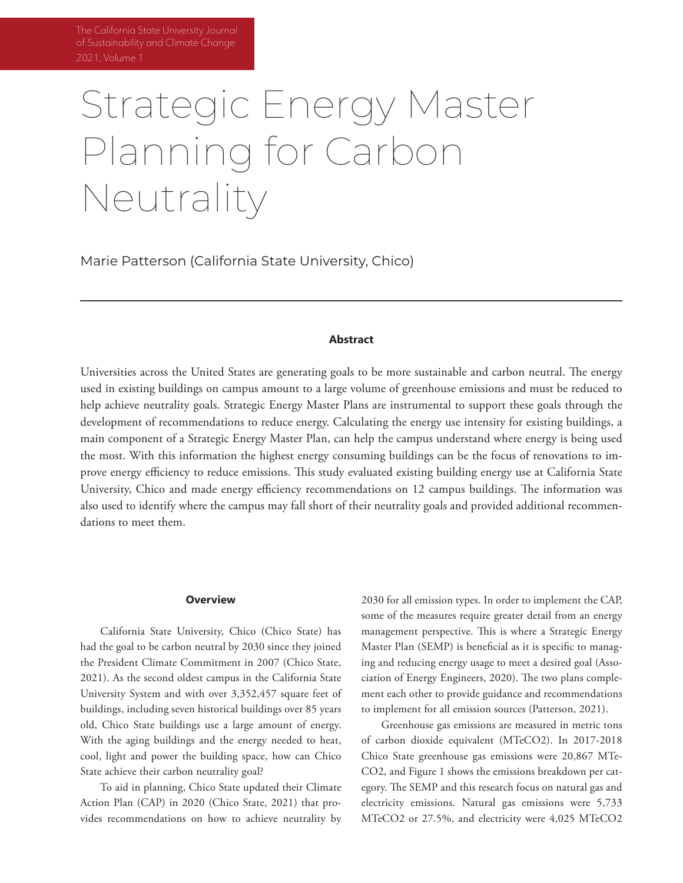# Strategic Energy Master Planning for Carbon Neutrality

Marie Patterson (California State University, Chico)

---

**Abstract**

Universities across the United States are generating goals to be more sustainable and carbon neutral. The energy used in existing buildings on campus amount to a large volume of greenhouse emissions and must be reduced to help achieve neutrality goals. Strategic Energy Master Plans are instrumental to support these goals through the development of recommendations to reduce energy. Calculating the energy use intensity for existing buildings, a main component of a Strategic Energy Master Plan, can help the campus understand where energy is being used the most. With this information the highest energy consuming buildings can be the focus of renovations to improve energy efficiency to reduce emissions. This study evaluated existing building energy use at California State University, Chico and made energy efficiency recommendations on 12 campus buildings. The information was also used to identify where the campus may fall short of their neutrality goals and provided additional recommendations to meet them.

## Overview

California State University, Chico (Chico State) has had the goal to be carbon neutral by 2030 since they joined the President Climate Commitment in 2007 (Chico State, 2021). As the second oldest campus in the California State University System and with over 3,352,457 square feet of buildings, including seven historical buildings over 85 years old, Chico State buildings use a large amount of energy. With the aging buildings and the energy needed to heat, cool, light and power the building space, how can Chico State achieve their carbon neutrality goal?

To aid in planning, Chico State updated their Climate Action Plan (CAP) in 2020 (Chico State, 2021) that provides recommendations on how to achieve neutrality by 2030 for all emission types. In order to implement the CAP, some of the measures require greater detail from an energy management perspective. This is where a Strategic Energy Master Plan (SEMP) is beneficial as it is specific to managing and reducing energy usage to meet a desired goal (Association of Energy Engineers, 2020). The two plans complement each other to provide guidance and recommendations to implement for all emission sources (Patterson, 2021).

Greenhouse gas emissions are measured in metric tons of carbon dioxide equivalent (MTeCO2). In 2017-2018 Chico State greenhouse gas emissions were 20,867 MTeCO2, and Figure 1 shows the emissions breakdown per category. The SEMP and this research focus on natural gas and electricity emissions. Natural gas emissions were 5,733 MTeCO2 or 27.5%, and electricity were 4,025 MTeCO2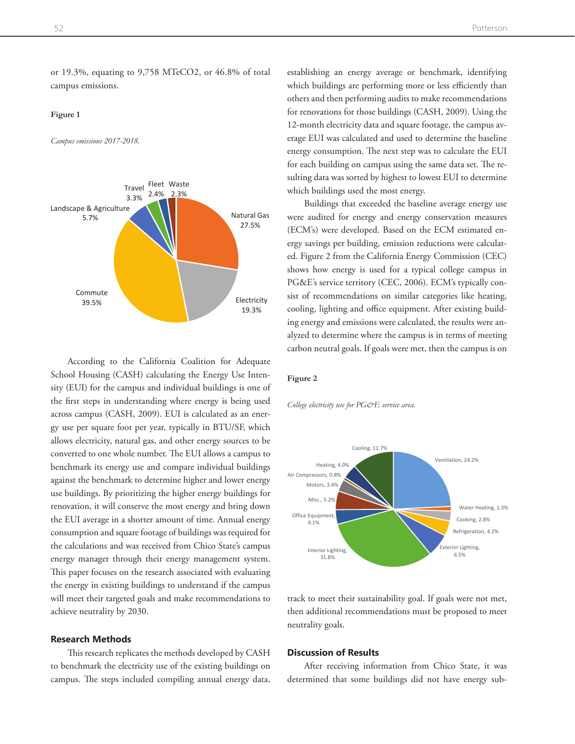or 19.3%, equating to 9,758 MTeCO2, or 46.8% of total campus emissions.

**Figure 1**

*Campus emissions 2017-2018.*

According to the California Coalition for Adequate School Housing (CASH) calculating the Energy Use Intensity (EUI) for the campus and individual buildings is one of the first steps in understanding where energy is being used across campus (CASH, 2009). EUI is calculated as an energy use per square foot per year, typically in BTU/SF, which allows electricity, natural gas, and other energy sources to be converted to one whole number. The EUI allows a campus to benchmark its energy use and compare individual buildings against the benchmark to determine higher and lower energy use buildings. By prioritizing the higher energy buildings for renovation, it will conserve the most energy and bring down the EUI average in a shorter amount of time. Annual energy consumption and square footage of buildings was required for the calculations and was received from Chico State's campus energy manager through their energy management system. This paper focuses on the research associated with evaluating the energy in existing buildings to understand if the campus will meet their targeted goals and make recommendations to achieve neutrality by 2030.

## Research Methods

This research replicates the methods developed by CASH to benchmark the electricity use of the existing buildings on campus. The steps included compiling annual energy data, establishing an energy average or benchmark, identifying which buildings are performing more or less efficiently than others and then performing audits to make recommendations for renovations for those buildings (CASH, 2009). Using the 12-month electricity data and square footage, the campus average EUI was calculated and used to determine the baseline energy consumption. The next step was to calculate the EUI for each building on campus using the same data set. The resulting data was sorted by highest to lowest EUI to determine which buildings used the most energy.

Buildings that exceeded the baseline average energy use were audited for energy and energy conservation measures (ECM's) were developed. Based on the ECM estimated energy savings per building, emission reductions were calculated. Figure 2 from the California Energy Commission (CEC) shows how energy is used for a typical college campus in PG&E's service territory (CEC, 2006). ECM's typically consist of recommendations on similar categories like heating, cooling, lighting and office equipment. After existing building energy and emissions were calculated, the results were analyzed to determine where the campus is in terms of meeting carbon neutral goals. If goals were met, then the campus is on track to meet their sustainability goal. If goals were not met, then additional recommendations must be proposed to meet neutrality goals.

**Figure 2**

*College electricity use for PG&E service area.*

## Discussion of Results

After receiving information from Chico State, it was determined that some buildings did not have energy sub-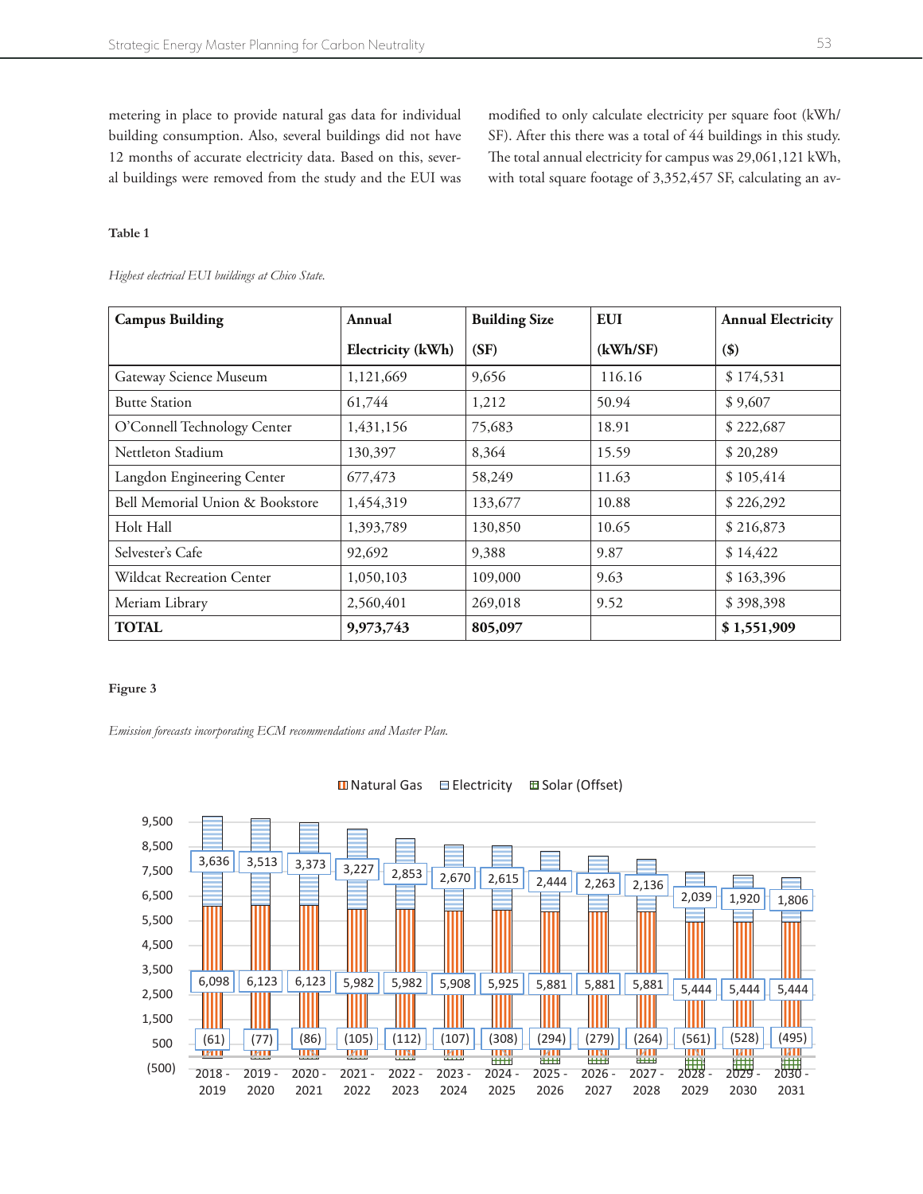metering in place to provide natural gas data for individual building consumption. Also, several buildings did not have 12 months of accurate electricity data. Based on this, several buildings were removed from the study and the EUI was modified to only calculate electricity per square foot (kWh/SF). After this there was a total of 44 buildings in this study. The total annual electricity for campus was 29,061,121 kWh, with total square footage of 3,352,457 SF, calculating an av-

**Table 1**

*Highest electrical EUI buildings at Chico State.*

| Campus Building | Annual Electricity (kWh) | Building Size (SF) | EUI (kWh/SF) | Annual Electricity ($) |
|---|---|---|---|---|
| Gateway Science Museum | 1,121,669 | 9,656 | 116.16 | $ 174,531 |
| Butte Station | 61,744 | 1,212 | 50.94 | $ 9,607 |
| O'Connell Technology Center | 1,431,156 | 75,683 | 18.91 | $ 222,687 |
| Nettleton Stadium | 130,397 | 8,364 | 15.59 | $ 20,289 |
| Langdon Engineering Center | 677,473 | 58,249 | 11.63 | $ 105,414 |
| Bell Memorial Union & Bookstore | 1,454,319 | 133,677 | 10.88 | $ 226,292 |
| Holt Hall | 1,393,789 | 130,850 | 10.65 | $ 216,873 |
| Selvester's Cafe | 92,692 | 9,388 | 9.87 | $ 14,422 |
| Wildcat Recreation Center | 1,050,103 | 109,000 | 9.63 | $ 163,396 |
| Meriam Library | 2,560,401 | 269,018 | 9.52 | $ 398,398 |
| **TOTAL** | **9,973,743** | **805,097** | | **$ 1,551,909** |

**Figure 3**

*Emission forecasts incorporating ECM recommendations and Master Plan.*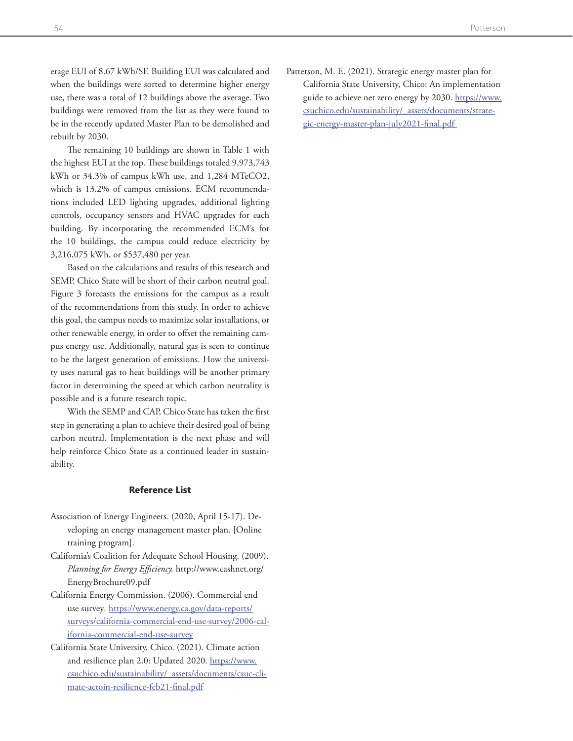erage EUI of 8.67 kWh/SF. Building EUI was calculated and when the buildings were sorted to determine higher energy use, there was a total of 12 buildings above the average. Two buildings were removed from the list as they were found to be in the recently updated Master Plan to be demolished and rebuilt by 2030.

The remaining 10 buildings are shown in Table 1 with the highest EUI at the top. These buildings totaled 9,973,743 kWh or 34.3% of campus kWh use, and 1,284 MTeCO2, which is 13.2% of campus emissions. ECM recommendations included LED lighting upgrades, additional lighting controls, occupancy sensors and HVAC upgrades for each building. By incorporating the recommended ECM's for the 10 buildings, the campus could reduce electricity by 3,216,075 kWh, or $537,480 per year.

Based on the calculations and results of this research and SEMP, Chico State will be short of their carbon neutral goal. Figure 3 forecasts the emissions for the campus as a result of the recommendations from this study. In order to achieve this goal, the campus needs to maximize solar installations, or other renewable energy, in order to offset the remaining campus energy use. Additionally, natural gas is seen to continue to be the largest generation of emissions. How the university uses natural gas to heat buildings will be another primary factor in determining the speed at which carbon neutrality is possible and is a future research topic.

With the SEMP and CAP, Chico State has taken the first step in generating a plan to achieve their desired goal of being carbon neutral. Implementation is the next phase and will help reinforce Chico State as a continued leader in sustainability.

## Reference List

Association of Energy Engineers. (2020, April 15-17). Developing an energy management master plan. [Online training program].

California's Coalition for Adequate School Housing. (2009). *Planning for Energy Efficiency.* http://www.cashnet.org/EnergyBrochure09.pdf

California Energy Commission. (2006). Commercial end use survey. https://www.energy.ca.gov/data-reports/surveys/california-commercial-end-use-survey/2006-california-commercial-end-use-survey

California State University, Chico. (2021). Climate action and resilience plan 2.0: Updated 2020. https://www.csuchico.edu/sustainability/_assets/documents/csuc-climate-actoin-resilience-feb21-final.pdf

Patterson, M. E. (2021). Strategic energy master plan for California State University, Chico: An implementation guide to achieve net zero energy by 2030. https://www.csuchico.edu/sustainability/_assets/documents/strategic-energy-master-plan-july2021-final.pdf